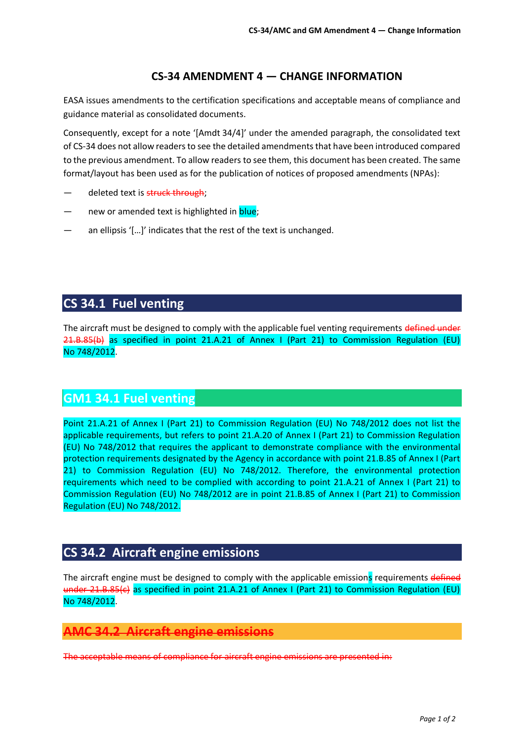# CS-34 AMENDMENT 4 — CHANGE INFORMATION

EASA issues amendments to the certification specifications and acceptable means of compliance and guidance material as consolidated documents.

Consequently, except for a note '[Amdt 34/4]' under the amended paragraph, the consolidated text of CS-34 does not allow readers to see the detailed amendments that have been introduced compared to the previous amendment. To allow readers to see them, this document has been created. The same format/layout has been used as for the publication of notices of proposed amendments (NPAs):

— deleted text is ~~struck through~~;

— new or amended text is highlighted in blue;

— an ellipsis '[…]' indicates that the rest of the text is unchanged.

## CS 34.1 Fuel venting

The aircraft must be designed to comply with the applicable fuel venting requirements ~~defined under 21.B.85(b)~~ as specified in point 21.A.21 of Annex I (Part 21) to Commission Regulation (EU) No 748/2012.

## GM1 34.1 Fuel venting

Point 21.A.21 of Annex I (Part 21) to Commission Regulation (EU) No 748/2012 does not list the applicable requirements, but refers to point 21.A.20 of Annex I (Part 21) to Commission Regulation (EU) No 748/2012 that requires the applicant to demonstrate compliance with the environmental protection requirements designated by the Agency in accordance with point 21.B.85 of Annex I (Part 21) to Commission Regulation (EU) No 748/2012. Therefore, the environmental protection requirements which need to be complied with according to point 21.A.21 of Annex I (Part 21) to Commission Regulation (EU) No 748/2012 are in point 21.B.85 of Annex I (Part 21) to Commission Regulation (EU) No 748/2012.

## CS 34.2 Aircraft engine emissions

The aircraft engine must be designed to comply with the applicable emissions requirements ~~defined under 21.B.85(c)~~ as specified in point 21.A.21 of Annex I (Part 21) to Commission Regulation (EU) No 748/2012.

## ~~AMC 34.2 Aircraft engine emissions~~

~~The acceptable means of compliance for aircraft engine emissions are presented in:~~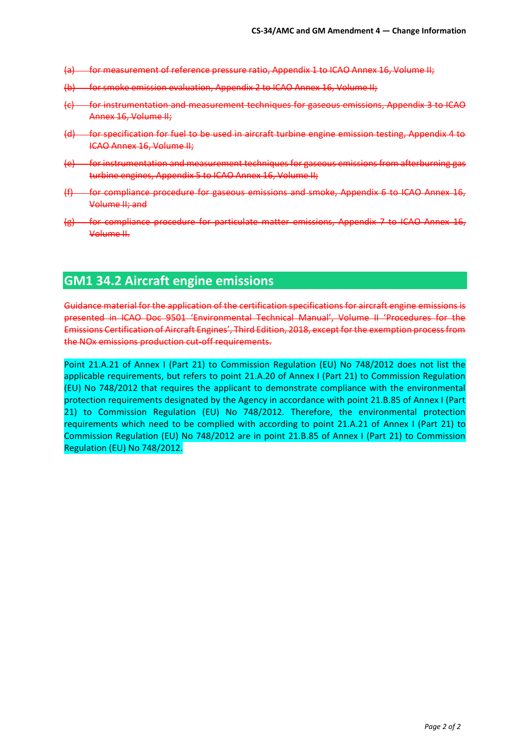~~(a) for measurement of reference pressure ratio, Appendix 1 to ICAO Annex 16, Volume II;~~

~~(b) for smoke emission evaluation, Appendix 2 to ICAO Annex 16, Volume II;~~

~~(c) for instrumentation and measurement techniques for gaseous emissions, Appendix 3 to ICAO Annex 16, Volume II;~~

~~(d) for specification for fuel to be used in aircraft turbine engine emission testing, Appendix 4 to ICAO Annex 16, Volume II;~~

~~(e) for instrumentation and measurement techniques for gaseous emissions from afterburning gas turbine engines, Appendix 5 to ICAO Annex 16, Volume II;~~

~~(f) for compliance procedure for gaseous emissions and smoke, Appendix 6 to ICAO Annex 16, Volume II; and~~

~~(g) for compliance procedure for particulate matter emissions, Appendix 7 to ICAO Annex 16, Volume II.~~

## GM1 34.2 Aircraft engine emissions

~~Guidance material for the application of the certification specifications for aircraft engine emissions is presented in ICAO Doc 9501 'Environmental Technical Manual', Volume II 'Procedures for the Emissions Certification of Aircraft Engines', Third Edition, 2018, except for the exemption process from the NOx emissions production cut-off requirements.~~

Point 21.A.21 of Annex I (Part 21) to Commission Regulation (EU) No 748/2012 does not list the applicable requirements, but refers to point 21.A.20 of Annex I (Part 21) to Commission Regulation (EU) No 748/2012 that requires the applicant to demonstrate compliance with the environmental protection requirements designated by the Agency in accordance with point 21.B.85 of Annex I (Part 21) to Commission Regulation (EU) No 748/2012. Therefore, the environmental protection requirements which need to be complied with according to point 21.A.21 of Annex I (Part 21) to Commission Regulation (EU) No 748/2012 are in point 21.B.85 of Annex I (Part 21) to Commission Regulation (EU) No 748/2012.